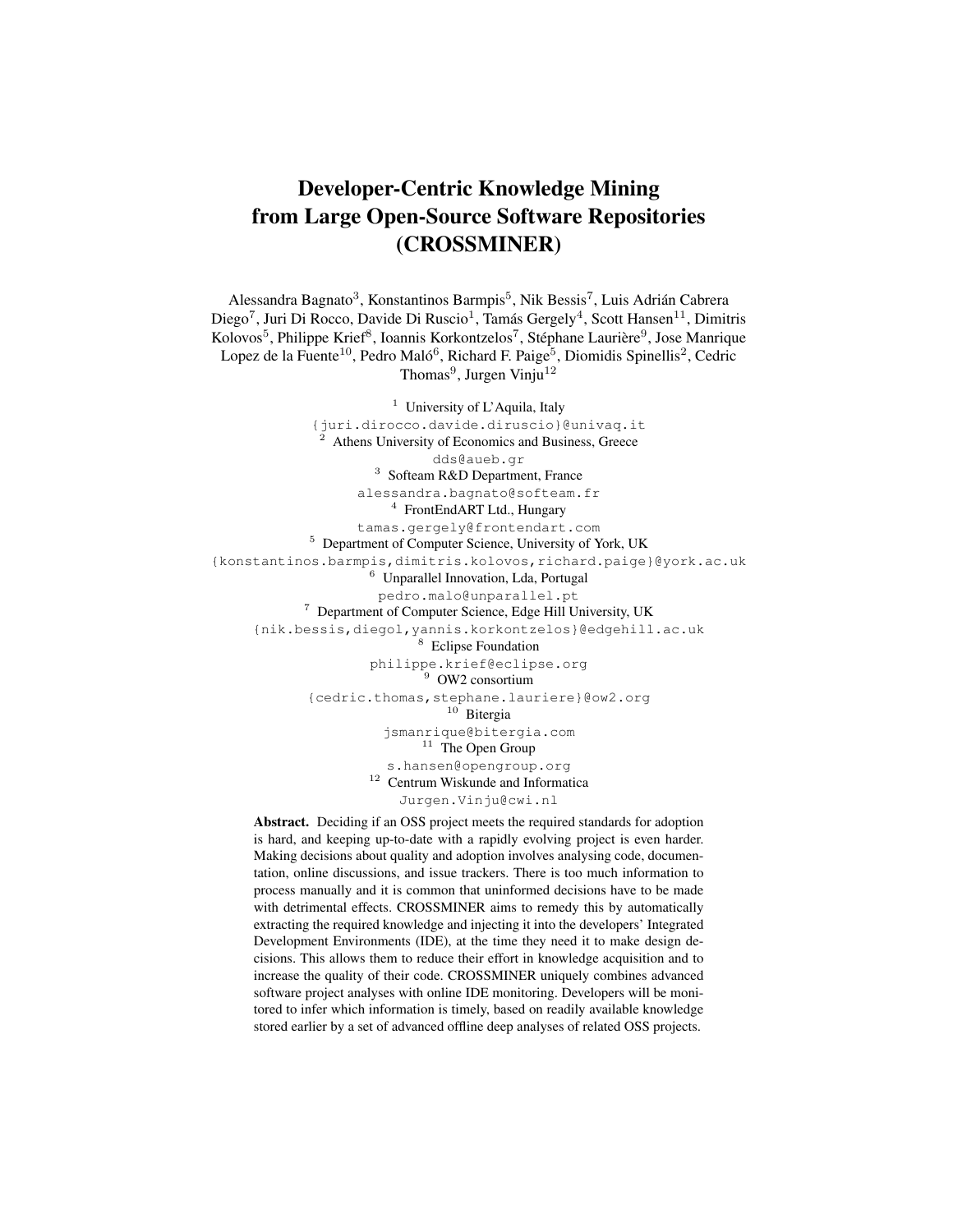# Developer-Centric Knowledge Mining from Large Open-Source Software Repositories (CROSSMINER)

Alessandra Bagnato[3], Konstantinos Barmpis[5], Nik Bessis[7], Luis Adrián Cabrera Diego[7], Juri Di Rocco, Davide Di Ruscio[1], Tamás Gergely[4], Scott Hansen[11], Dimitris Kolovos[5], Philippe Krief[8], Ioannis Korkontzelos[7], Stéphane Laurière[9], Jose Manrique Lopez de la Fuente[10], Pedro Maló[6], Richard F. Paige[5], Diomidis Spinellis[2], Cedric Thomas[9], Jurgen Vinju[12]

[1] University of L'Aquila, Italy
{juri.dirocco.davide.diruscio}@univaq.it

[2] Athens University of Economics and Business, Greece
dds@aueb.gr

[3] Softeam R&D Department, France
alessandra.bagnato@softeam.fr

[4] FrontEndART Ltd., Hungary
tamas.gergely@frontendart.com

[5] Department of Computer Science, University of York, UK
{konstantinos.barmpis,dimitris.kolovos,richard.paige}@york.ac.uk

[6] Unparallel Innovation, Lda, Portugal
pedro.malo@unparallel.pt

[7] Department of Computer Science, Edge Hill University, UK
{nik.bessis,diegol,yannis.korkontzelos}@edgehill.ac.uk

[8] Eclipse Foundation
philippe.krief@eclipse.org

[9] OW2 consortium
{cedric.thomas,stephane.lauriere}@ow2.org

[10] Bitergia
jsmanrique@bitergia.com

[11] The Open Group
s.hansen@opengroup.org

[12] Centrum Wiskunde and Informatica
Jurgen.Vinju@cwi.nl

**Abstract.** Deciding if an OSS project meets the required standards for adoption is hard, and keeping up-to-date with a rapidly evolving project is even harder. Making decisions about quality and adoption involves analysing code, documentation, online discussions, and issue trackers. There is too much information to process manually and it is common that uninformed decisions have to be made with detrimental effects. CROSSMINER aims to remedy this by automatically extracting the required knowledge and injecting it into the developers' Integrated Development Environments (IDE), at the time they need it to make design decisions. This allows them to reduce their effort in knowledge acquisition and to increase the quality of their code. CROSSMINER uniquely combines advanced software project analyses with online IDE monitoring. Developers will be monitored to infer which information is timely, based on readily available knowledge stored earlier by a set of advanced offline deep analyses of related OSS projects.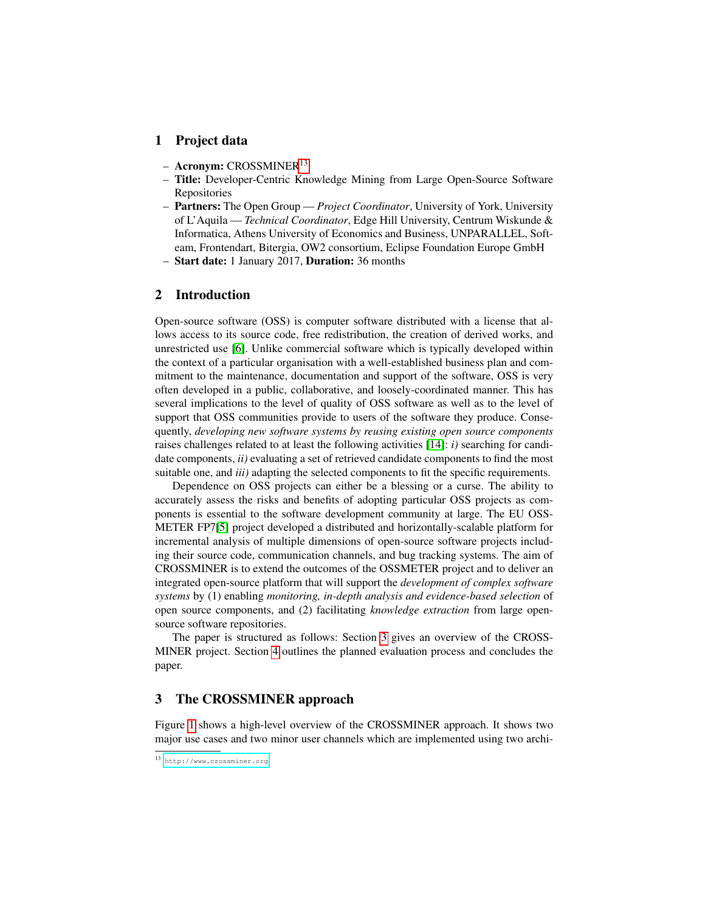## 1 Project data

- **Acronym:** CROSSMINER[13]
- **Title:** Developer-Centric Knowledge Mining from Large Open-Source Software Repositories
- **Partners:** The Open Group — *Project Coordinator*, University of York, University of L'Aquila — *Technical Coordinator*, Edge Hill University, Centrum Wiskunde & Informatica, Athens University of Economics and Business, UNPARALLEL, Softeam, Frontendart, Bitergia, OW2 consortium, Eclipse Foundation Europe GmbH
- **Start date:** 1 January 2017, **Duration:** 36 months

## 2 Introduction

Open-source software (OSS) is computer software distributed with a license that allows access to its source code, free redistribution, the creation of derived works, and unrestricted use [6]. Unlike commercial software which is typically developed within the context of a particular organisation with a well-established business plan and commitment to the maintenance, documentation and support of the software, OSS is very often developed in a public, collaborative, and loosely-coordinated manner. This has several implications to the level of quality of OSS software as well as to the level of support that OSS communities provide to users of the software they produce. Consequently, *developing new software systems by reusing existing open source components* raises challenges related to at least the following activities [14]: *i)* searching for candidate components, *ii)* evaluating a set of retrieved candidate components to find the most suitable one, and *iii)* adapting the selected components to fit the specific requirements.

Dependence on OSS projects can either be a blessing or a curse. The ability to accurately assess the risks and benefits of adopting particular OSS projects as components is essential to the software development community at large. The EU OSSMETER FP7[5] project developed a distributed and horizontally-scalable platform for incremental analysis of multiple dimensions of open-source software projects including their source code, communication channels, and bug tracking systems. The aim of CROSSMINER is to extend the outcomes of the OSSMETER project and to deliver an integrated open-source platform that will support the *development of complex software systems* by (1) enabling *monitoring, in-depth analysis and evidence-based selection* of open source components, and (2) facilitating *knowledge extraction* from large open-source software repositories.

The paper is structured as follows: Section 3 gives an overview of the CROSSMINER project. Section 4 outlines the planned evaluation process and concludes the paper.

## 3 The CROSSMINER approach

Figure 1 shows a high-level overview of the CROSSMINER approach. It shows two major use cases and two minor user channels which are implemented using two archi-

[13] http://www.crossminer.org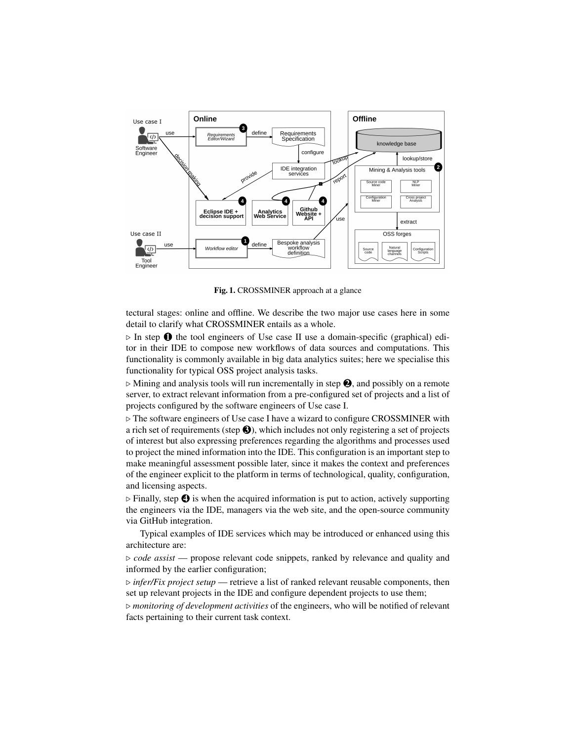**Fig. 1.** CROSSMINER approach at a glance

tectural stages: online and offline. We describe the two major use cases here in some detail to clarify what CROSSMINER entails as a whole.

▹ In step ❶ the tool engineers of Use case II use a domain-specific (graphical) editor in their IDE to compose new workflows of data sources and computations. This functionality is commonly available in big data analytics suites; here we specialise this functionality for typical OSS project analysis tasks.

▹ Mining and analysis tools will run incrementally in step ❷, and possibly on a remote server, to extract relevant information from a pre-configured set of projects and a list of projects configured by the software engineers of Use case I.

▹ The software engineers of Use case I have a wizard to configure CROSSMINER with a rich set of requirements (step ❸), which includes not only registering a set of projects of interest but also expressing preferences regarding the algorithms and processes used to project the mined information into the IDE. This configuration is an important step to make meaningful assessment possible later, since it makes the context and preferences of the engineer explicit to the platform in terms of technological, quality, configuration, and licensing aspects.

▹ Finally, step ❹ is when the acquired information is put to action, actively supporting the engineers via the IDE, managers via the web site, and the open-source community via GitHub integration.

Typical examples of IDE services which may be introduced or enhanced using this architecture are:

▹ *code assist* — propose relevant code snippets, ranked by relevance and quality and informed by the earlier configuration;

▹ *infer/Fix project setup* — retrieve a list of ranked relevant reusable components, then set up relevant projects in the IDE and configure dependent projects to use them;

▹ *monitoring of development activities* of the engineers, who will be notified of relevant facts pertaining to their current task context.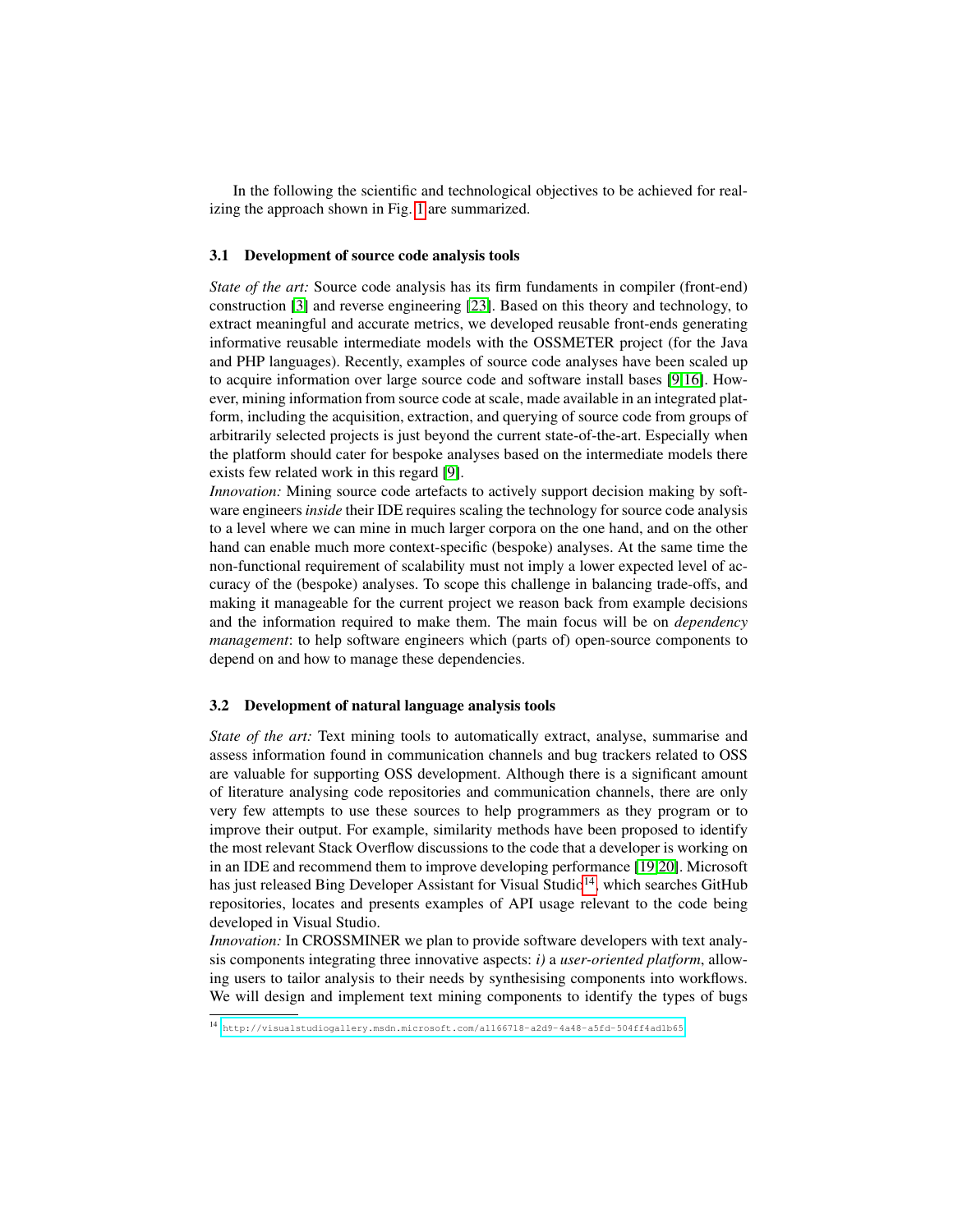In the following the scientific and technological objectives to be achieved for realizing the approach shown in Fig. 1 are summarized.

### 3.1 Development of source code analysis tools

*State of the art:* Source code analysis has its firm fundaments in compiler (front-end) construction [3] and reverse engineering [23]. Based on this theory and technology, to extract meaningful and accurate metrics, we developed reusable front-ends generating informative reusable intermediate models with the OSSMETER project (for the Java and PHP languages). Recently, examples of source code analyses have been scaled up to acquire information over large source code and software install bases [9,16]. However, mining information from source code at scale, made available in an integrated platform, including the acquisition, extraction, and querying of source code from groups of arbitrarily selected projects is just beyond the current state-of-the-art. Especially when the platform should cater for bespoke analyses based on the intermediate models there exists few related work in this regard [9].
*Innovation:* Mining source code artefacts to actively support decision making by software engineers *inside* their IDE requires scaling the technology for source code analysis to a level where we can mine in much larger corpora on the one hand, and on the other hand can enable much more context-specific (bespoke) analyses. At the same time the non-functional requirement of scalability must not imply a lower expected level of accuracy of the (bespoke) analyses. To scope this challenge in balancing trade-offs, and making it manageable for the current project we reason back from example decisions and the information required to make them. The main focus will be on *dependency management*: to help software engineers which (parts of) open-source components to depend on and how to manage these dependencies.

### 3.2 Development of natural language analysis tools

*State of the art:* Text mining tools to automatically extract, analyse, summarise and assess information found in communication channels and bug trackers related to OSS are valuable for supporting OSS development. Although there is a significant amount of literature analysing code repositories and communication channels, there are only very few attempts to use these sources to help programmers as they program or to improve their output. For example, similarity methods have been proposed to identify the most relevant Stack Overflow discussions to the code that a developer is working on in an IDE and recommend them to improve developing performance [19,20]. Microsoft has just released Bing Developer Assistant for Visual Studio[14], which searches GitHub repositories, locates and presents examples of API usage relevant to the code being developed in Visual Studio.
*Innovation:* In CROSSMINER we plan to provide software developers with text analysis components integrating three innovative aspects: *i)* a *user-oriented platform*, allowing users to tailor analysis to their needs by synthesising components into workflows. We will design and implement text mining components to identify the types of bugs

[14] http://visualstudiogallery.msdn.microsoft.com/a1166718-a2d9-4a48-a5fd-504ff4ad1b65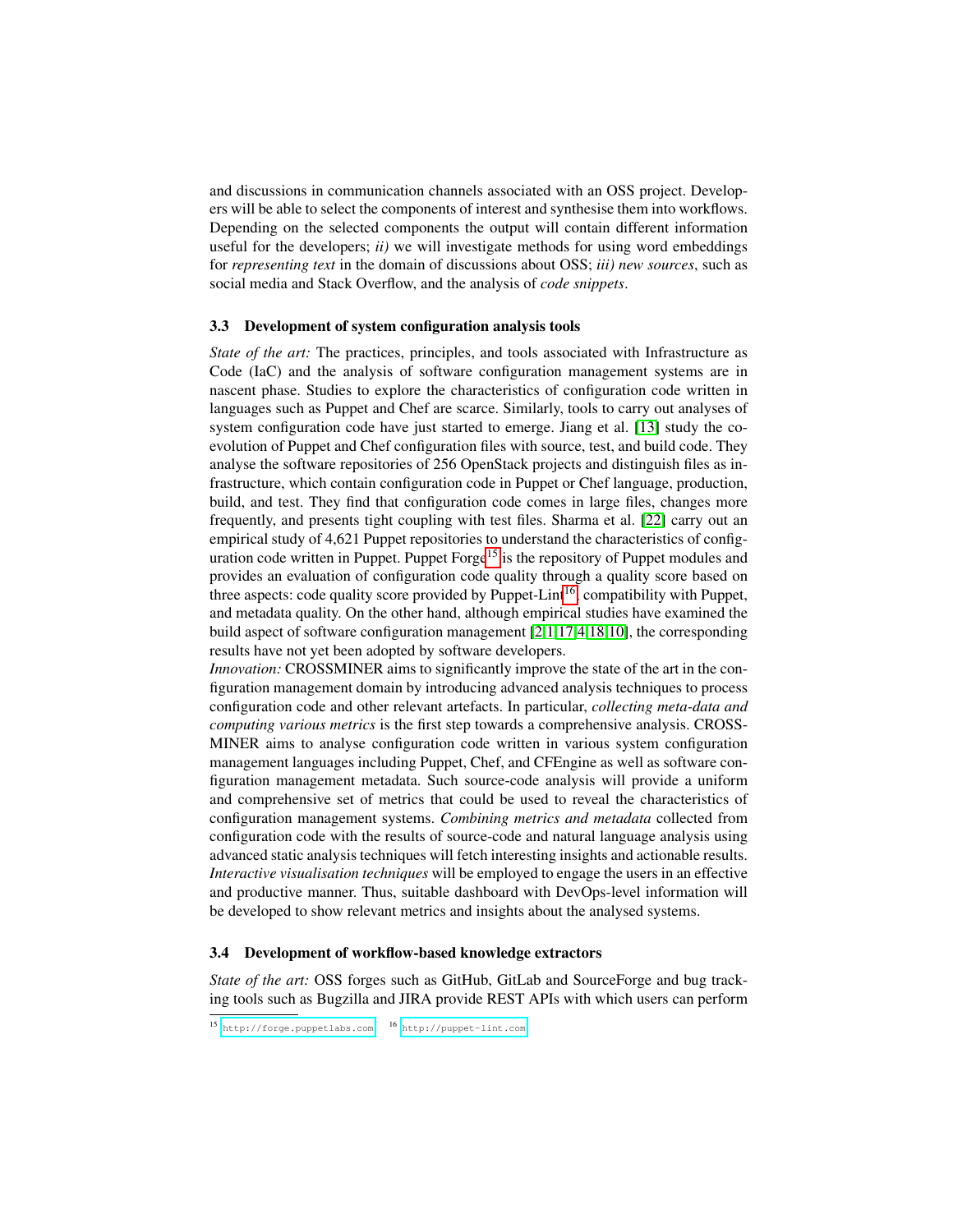and discussions in communication channels associated with an OSS project. Developers will be able to select the components of interest and synthesise them into workflows. Depending on the selected components the output will contain different information useful for the developers; *ii)* we will investigate methods for using word embeddings for *representing text* in the domain of discussions about OSS; *iii) new sources*, such as social media and Stack Overflow, and the analysis of *code snippets*.

### 3.3 Development of system configuration analysis tools

*State of the art:* The practices, principles, and tools associated with Infrastructure as Code (IaC) and the analysis of software configuration management systems are in nascent phase. Studies to explore the characteristics of configuration code written in languages such as Puppet and Chef are scarce. Similarly, tools to carry out analyses of system configuration code have just started to emerge. Jiang et al. [13] study the co-evolution of Puppet and Chef configuration files with source, test, and build code. They analyse the software repositories of 256 OpenStack projects and distinguish files as infrastructure, which contain configuration code in Puppet or Chef language, production, build, and test. They find that configuration code comes in large files, changes more frequently, and presents tight coupling with test files. Sharma et al. [22] carry out an empirical study of 4,621 Puppet repositories to understand the characteristics of configuration code written in Puppet. Puppet Forge[15] is the repository of Puppet modules and provides an evaluation of configuration code quality through a quality score based on three aspects: code quality score provided by Puppet-Lint[16], compatibility with Puppet, and metadata quality. On the other hand, although empirical studies have examined the build aspect of software configuration management [2,1,17,4,18,10], the corresponding results have not yet been adopted by software developers.
*Innovation:* CROSSMINER aims to significantly improve the state of the art in the configuration management domain by introducing advanced analysis techniques to process configuration code and other relevant artefacts. In particular, *collecting meta-data and computing various metrics* is the first step towards a comprehensive analysis. CROSSMINER aims to analyse configuration code written in various system configuration management languages including Puppet, Chef, and CFEngine as well as software configuration management metadata. Such source-code analysis will provide a uniform and comprehensive set of metrics that could be used to reveal the characteristics of configuration management systems. *Combining metrics and metadata* collected from configuration code with the results of source-code and natural language analysis using advanced static analysis techniques will fetch interesting insights and actionable results. *Interactive visualisation techniques* will be employed to engage the users in an effective and productive manner. Thus, suitable dashboard with DevOps-level information will be developed to show relevant metrics and insights about the analysed systems.

### 3.4 Development of workflow-based knowledge extractors

*State of the art:* OSS forges such as GitHub, GitLab and SourceForge and bug tracking tools such as Bugzilla and JIRA provide REST APIs with which users can perform

[15] http://forge.puppetlabs.com [16] http://puppet-lint.com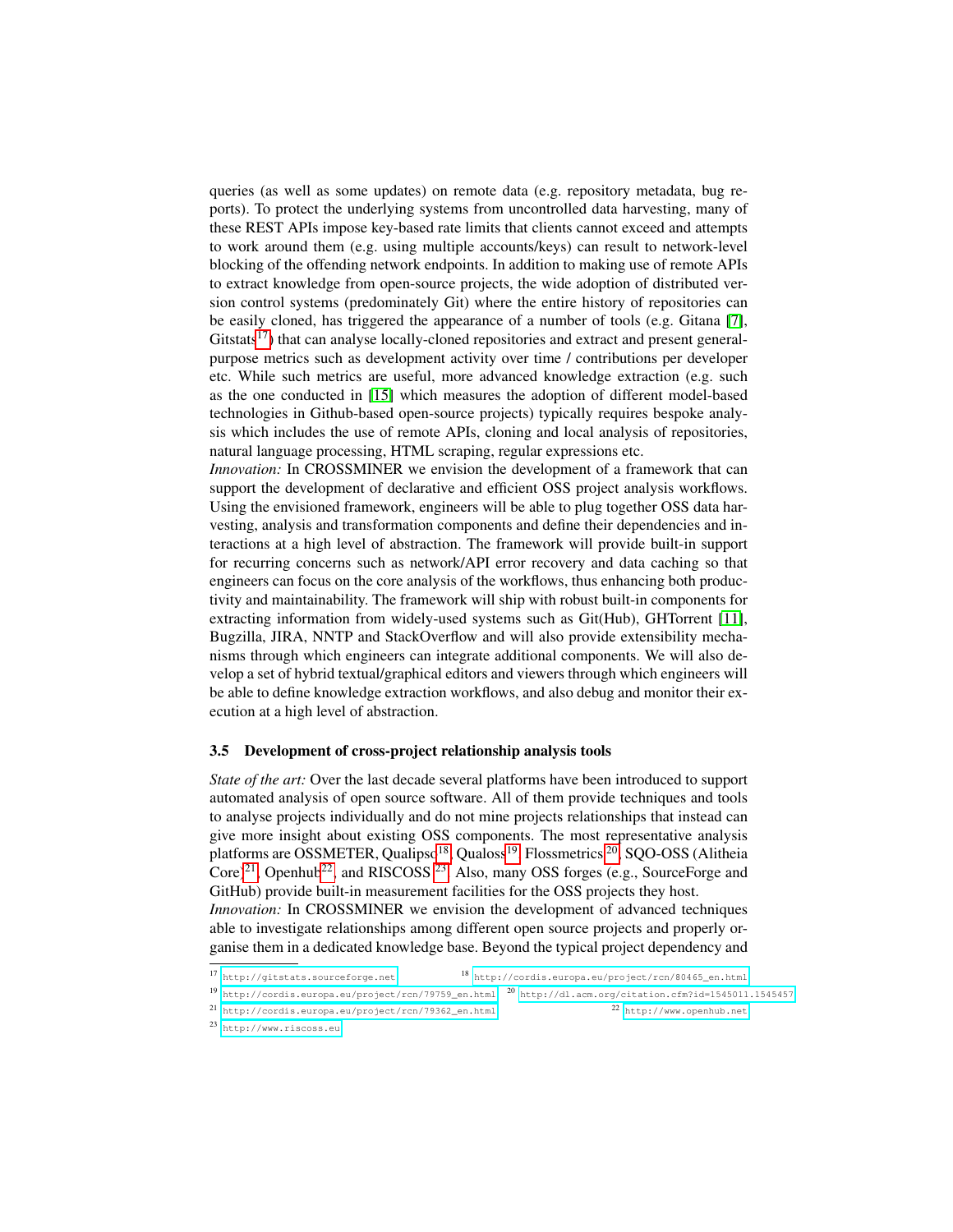queries (as well as some updates) on remote data (e.g. repository metadata, bug reports). To protect the underlying systems from uncontrolled data harvesting, many of these REST APIs impose key-based rate limits that clients cannot exceed and attempts to work around them (e.g. using multiple accounts/keys) can result to network-level blocking of the offending network endpoints. In addition to making use of remote APIs to extract knowledge from open-source projects, the wide adoption of distributed version control systems (predominately Git) where the entire history of repositories can be easily cloned, has triggered the appearance of a number of tools (e.g. Gitana [7], Gitstats[17]) that can analyse locally-cloned repositories and extract and present general-purpose metrics such as development activity over time / contributions per developer etc. While such metrics are useful, more advanced knowledge extraction (e.g. such as the one conducted in [15] which measures the adoption of different model-based technologies in Github-based open-source projects) typically requires bespoke analysis which includes the use of remote APIs, cloning and local analysis of repositories, natural language processing, HTML scraping, regular expressions etc.

*Innovation:* In CROSSMINER we envision the development of a framework that can support the development of declarative and efficient OSS project analysis workflows. Using the envisioned framework, engineers will be able to plug together OSS data harvesting, analysis and transformation components and define their dependencies and interactions at a high level of abstraction. The framework will provide built-in support for recurring concerns such as network/API error recovery and data caching so that engineers can focus on the core analysis of the workflows, thus enhancing both productivity and maintainability. The framework will ship with robust built-in components for extracting information from widely-used systems such as Git(Hub), GHTorrent [11], Bugzilla, JIRA, NNTP and StackOverflow and will also provide extensibility mechanisms through which engineers can integrate additional components. We will also develop a set of hybrid textual/graphical editors and viewers through which engineers will be able to define knowledge extraction workflows, and also debug and monitor their execution at a high level of abstraction.

### 3.5 Development of cross-project relationship analysis tools

*State of the art:* Over the last decade several platforms have been introduced to support automated analysis of open source software. All of them provide techniques and tools to analyse projects individually and do not mine projects relationships that instead can give more insight about existing OSS components. The most representative analysis platforms are OSSMETER, Qualipso[18], Qualoss[19], Flossmetrics[20], SQO-OSS (Alitheia Core)[21], Openhub[22], and RISCOSS [23]. Also, many OSS forges (e.g., SourceForge and GitHub) provide built-in measurement facilities for the OSS projects they host.

*Innovation:* In CROSSMINER we envision the development of advanced techniques able to investigate relationships among different open source projects and properly organise them in a dedicated knowledge base. Beyond the typical project dependency and

---

[17] http://gitstats.sourceforge.net

[18] http://cordis.europa.eu/project/rcn/80465_en.html

[19] http://cordis.europa.eu/project/rcn/79759_en.html

[20] http://dl.acm.org/citation.cfm?id=1545011.1545457

[21] http://cordis.europa.eu/project/rcn/79362_en.html

[22] http://www.openhub.net

[23] http://www.riscoss.eu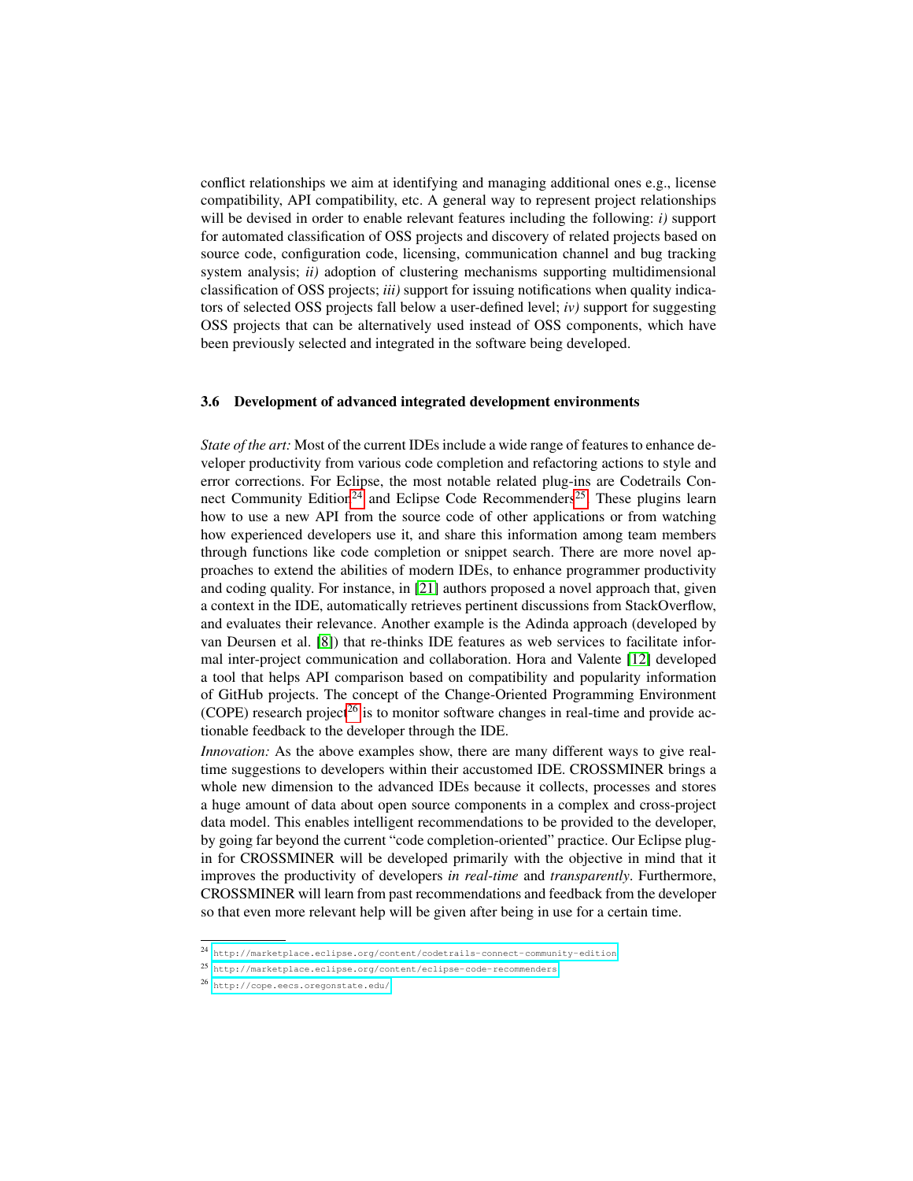conflict relationships we aim at identifying and managing additional ones e.g., license compatibility, API compatibility, etc. A general way to represent project relationships will be devised in order to enable relevant features including the following: *i)* support for automated classification of OSS projects and discovery of related projects based on source code, configuration code, licensing, communication channel and bug tracking system analysis; *ii)* adoption of clustering mechanisms supporting multidimensional classification of OSS projects; *iii)* support for issuing notifications when quality indicators of selected OSS projects fall below a user-defined level; *iv)* support for suggesting OSS projects that can be alternatively used instead of OSS components, which have been previously selected and integrated in the software being developed.

### 3.6 Development of advanced integrated development environments

*State of the art:* Most of the current IDEs include a wide range of features to enhance developer productivity from various code completion and refactoring actions to style and error corrections. For Eclipse, the most notable related plug-ins are Codetrails Connect Community Edition[24] and Eclipse Code Recommenders[25]. These plugins learn how to use a new API from the source code of other applications or from watching how experienced developers use it, and share this information among team members through functions like code completion or snippet search. There are more novel approaches to extend the abilities of modern IDEs, to enhance programmer productivity and coding quality. For instance, in [21] authors proposed a novel approach that, given a context in the IDE, automatically retrieves pertinent discussions from StackOverflow, and evaluates their relevance. Another example is the Adinda approach (developed by van Deursen et al. [8]) that re-thinks IDE features as web services to facilitate informal inter-project communication and collaboration. Hora and Valente [12] developed a tool that helps API comparison based on compatibility and popularity information of GitHub projects. The concept of the Change-Oriented Programming Environment (COPE) research project[26] is to monitor software changes in real-time and provide actionable feedback to the developer through the IDE.

*Innovation:* As the above examples show, there are many different ways to give real-time suggestions to developers within their accustomed IDE. CROSSMINER brings a whole new dimension to the advanced IDEs because it collects, processes and stores a huge amount of data about open source components in a complex and cross-project data model. This enables intelligent recommendations to be provided to the developer, by going far beyond the current "code completion-oriented" practice. Our Eclipse plug-in for CROSSMINER will be developed primarily with the objective in mind that it improves the productivity of developers *in real-time* and *transparently*. Furthermore, CROSSMINER will learn from past recommendations and feedback from the developer so that even more relevant help will be given after being in use for a certain time.

[24] http://marketplace.eclipse.org/content/codetrails-connect-community-edition

[25] http://marketplace.eclipse.org/content/eclipse-code-recommenders

[26] http://cope.eecs.oregonstate.edu/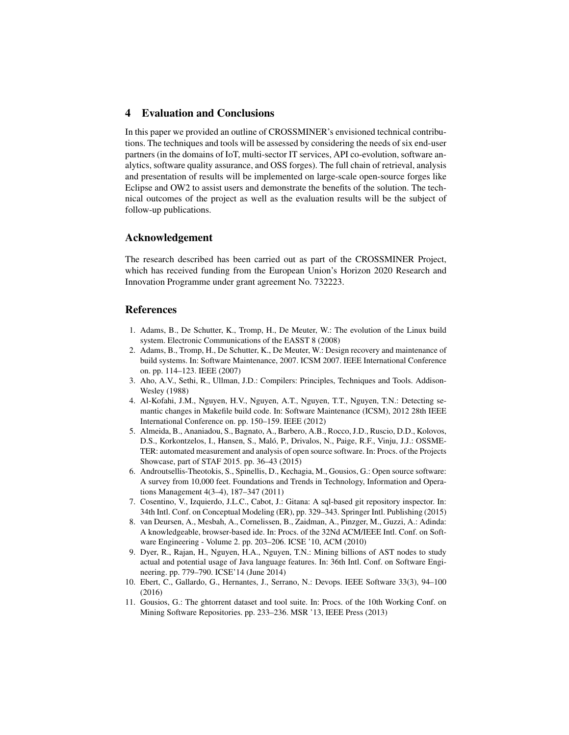## 4 Evaluation and Conclusions

In this paper we provided an outline of CROSSMINER's envisioned technical contributions. The techniques and tools will be assessed by considering the needs of six end-user partners (in the domains of IoT, multi-sector IT services, API co-evolution, software analytics, software quality assurance, and OSS forges). The full chain of retrieval, analysis and presentation of results will be implemented on large-scale open-source forges like Eclipse and OW2 to assist users and demonstrate the benefits of the solution. The technical outcomes of the project as well as the evaluation results will be the subject of follow-up publications.

## Acknowledgement

The research described has been carried out as part of the CROSSMINER Project, which has received funding from the European Union's Horizon 2020 Research and Innovation Programme under grant agreement No. 732223.

## References

1. Adams, B., De Schutter, K., Tromp, H., De Meuter, W.: The evolution of the Linux build system. Electronic Communications of the EASST 8 (2008)
2. Adams, B., Tromp, H., De Schutter, K., De Meuter, W.: Design recovery and maintenance of build systems. In: Software Maintenance, 2007. ICSM 2007. IEEE International Conference on. pp. 114–123. IEEE (2007)
3. Aho, A.V., Sethi, R., Ullman, J.D.: Compilers: Principles, Techniques and Tools. Addison-Wesley (1988)
4. Al-Kofahi, J.M., Nguyen, H.V., Nguyen, A.T., Nguyen, T.T., Nguyen, T.N.: Detecting semantic changes in Makefile build code. In: Software Maintenance (ICSM), 2012 28th IEEE International Conference on. pp. 150–159. IEEE (2012)
5. Almeida, B., Ananiadou, S., Bagnato, A., Barbero, A.B., Rocco, J.D., Ruscio, D.D., Kolovos, D.S., Korkontzelos, I., Hansen, S., Maló, P., Drivalos, N., Paige, R.F., Vinju, J.J.: OSSMETER: automated measurement and analysis of open source software. In: Procs. of the Projects Showcase, part of STAF 2015. pp. 36–43 (2015)
6. Androutsellis-Theotokis, S., Spinellis, D., Kechagia, M., Gousios, G.: Open source software: A survey from 10,000 feet. Foundations and Trends in Technology, Information and Operations Management 4(3–4), 187–347 (2011)
7. Cosentino, V., Izquierdo, J.L.C., Cabot, J.: Gitana: A sql-based git repository inspector. In: 34th Intl. Conf. on Conceptual Modeling (ER), pp. 329–343. Springer Intl. Publishing (2015)
8. van Deursen, A., Mesbah, A., Cornelissen, B., Zaidman, A., Pinzger, M., Guzzi, A.: Adinda: A knowledgeable, browser-based ide. In: Procs. of the 32Nd ACM/IEEE Intl. Conf. on Software Engineering - Volume 2. pp. 203–206. ICSE '10, ACM (2010)
9. Dyer, R., Rajan, H., Nguyen, H.A., Nguyen, T.N.: Mining billions of AST nodes to study actual and potential usage of Java language features. In: 36th Intl. Conf. on Software Engineering. pp. 779–790. ICSE'14 (June 2014)
10. Ebert, C., Gallardo, G., Hernantes, J., Serrano, N.: Devops. IEEE Software 33(3), 94–100 (2016)
11. Gousios, G.: The ghtorrent dataset and tool suite. In: Procs. of the 10th Working Conf. on Mining Software Repositories. pp. 233–236. MSR '13, IEEE Press (2013)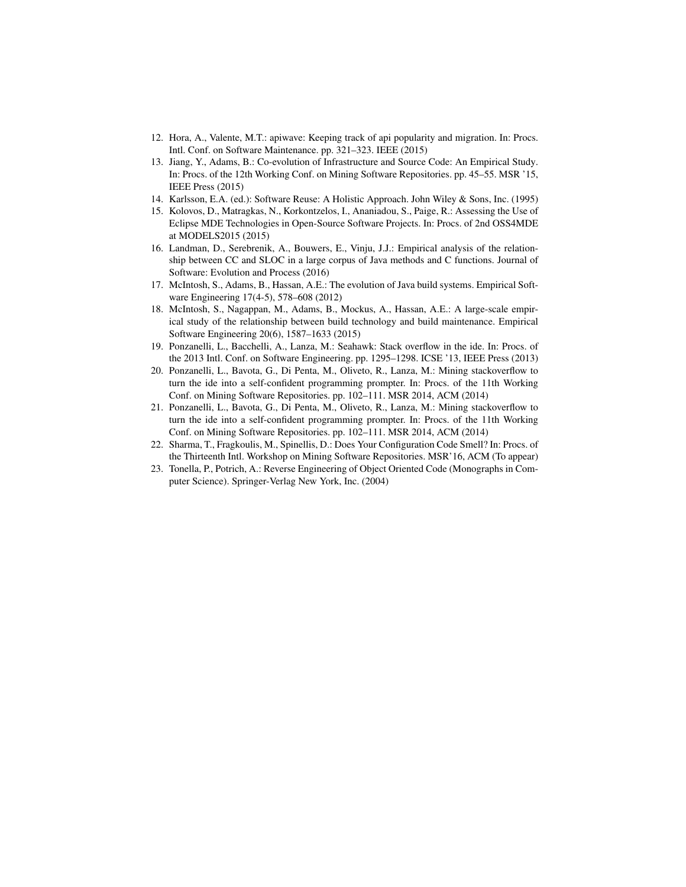12. Hora, A., Valente, M.T.: apiwave: Keeping track of api popularity and migration. In: Procs. Intl. Conf. on Software Maintenance. pp. 321–323. IEEE (2015)
13. Jiang, Y., Adams, B.: Co-evolution of Infrastructure and Source Code: An Empirical Study. In: Procs. of the 12th Working Conf. on Mining Software Repositories. pp. 45–55. MSR '15, IEEE Press (2015)
14. Karlsson, E.A. (ed.): Software Reuse: A Holistic Approach. John Wiley & Sons, Inc. (1995)
15. Kolovos, D., Matragkas, N., Korkontzelos, I., Ananiadou, S., Paige, R.: Assessing the Use of Eclipse MDE Technologies in Open-Source Software Projects. In: Procs. of 2nd OSS4MDE at MODELS2015 (2015)
16. Landman, D., Serebrenik, A., Bouwers, E., Vinju, J.J.: Empirical analysis of the relationship between CC and SLOC in a large corpus of Java methods and C functions. Journal of Software: Evolution and Process (2016)
17. McIntosh, S., Adams, B., Hassan, A.E.: The evolution of Java build systems. Empirical Software Engineering 17(4-5), 578–608 (2012)
18. McIntosh, S., Nagappan, M., Adams, B., Mockus, A., Hassan, A.E.: A large-scale empirical study of the relationship between build technology and build maintenance. Empirical Software Engineering 20(6), 1587–1633 (2015)
19. Ponzanelli, L., Bacchelli, A., Lanza, M.: Seahawk: Stack overflow in the ide. In: Procs. of the 2013 Intl. Conf. on Software Engineering. pp. 1295–1298. ICSE '13, IEEE Press (2013)
20. Ponzanelli, L., Bavota, G., Di Penta, M., Oliveto, R., Lanza, M.: Mining stackoverflow to turn the ide into a self-confident programming prompter. In: Procs. of the 11th Working Conf. on Mining Software Repositories. pp. 102–111. MSR 2014, ACM (2014)
21. Ponzanelli, L., Bavota, G., Di Penta, M., Oliveto, R., Lanza, M.: Mining stackoverflow to turn the ide into a self-confident programming prompter. In: Procs. of the 11th Working Conf. on Mining Software Repositories. pp. 102–111. MSR 2014, ACM (2014)
22. Sharma, T., Fragkoulis, M., Spinellis, D.: Does Your Configuration Code Smell? In: Procs. of the Thirteenth Intl. Workshop on Mining Software Repositories. MSR'16, ACM (To appear)
23. Tonella, P., Potrich, A.: Reverse Engineering of Object Oriented Code (Monographs in Computer Science). Springer-Verlag New York, Inc. (2004)